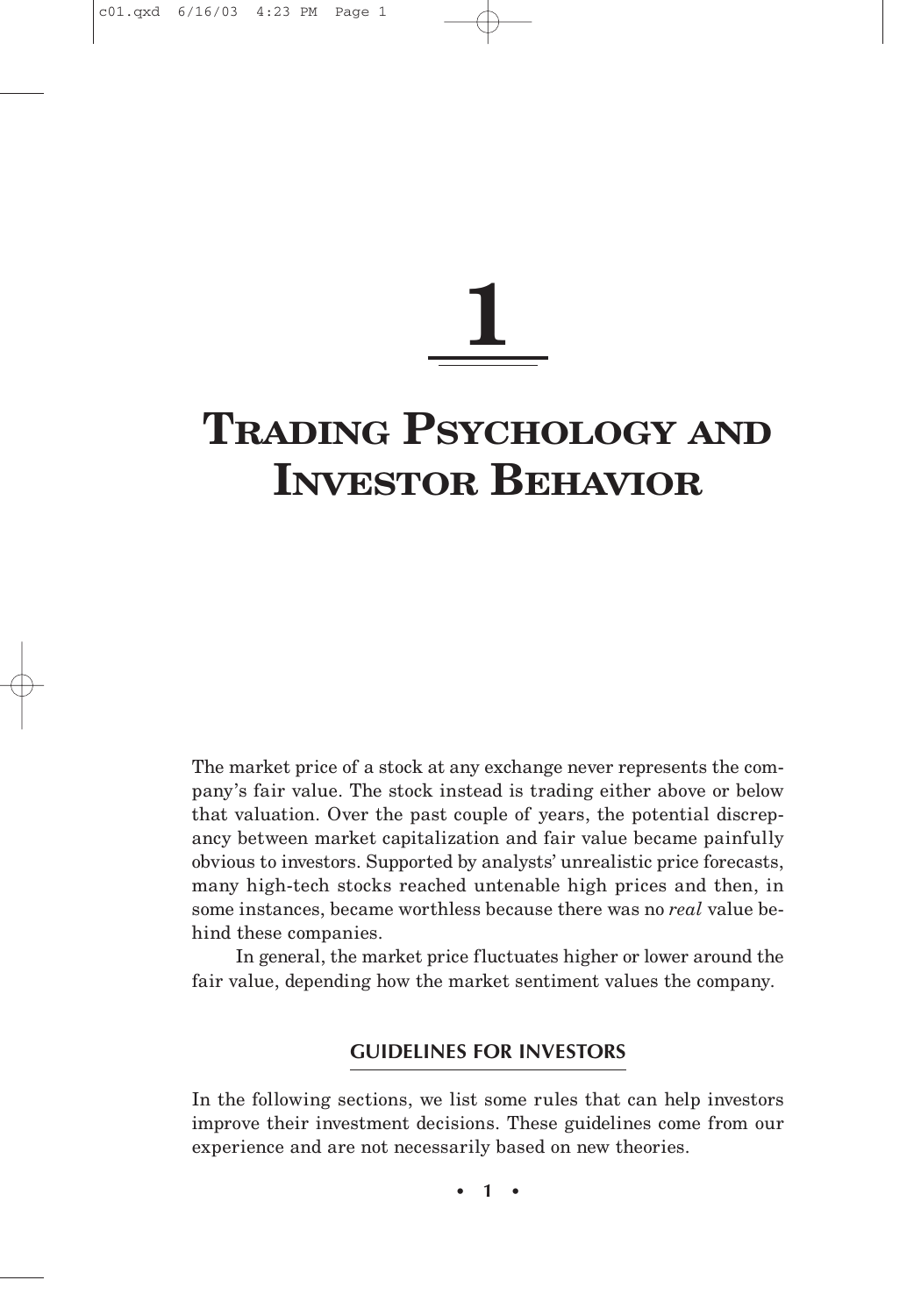# 1

# TRADING PSYCHOLOGY AND INVESTOR BEHAVIOR

The market price of a stock at any exchange never represents the company's fair value. The stock instead is trading either above or below that valuation. Over the past couple of years, the potential discrepancy between market capitalization and fair value became painfully obvious to investors. Supported by analysts' unrealistic price forecasts, many high-tech stocks reached untenable high prices and then, in some instances, became worthless because there was no *real* value behind these companies.

In general, the market price fluctuates higher or lower around the fair value, depending how the market sentiment values the company.

## GUIDELINES FOR INVESTORS

In the following sections, we list some rules that can help investors improve their investment decisions. These guidelines come from our experience and are not necessarily based on new theories.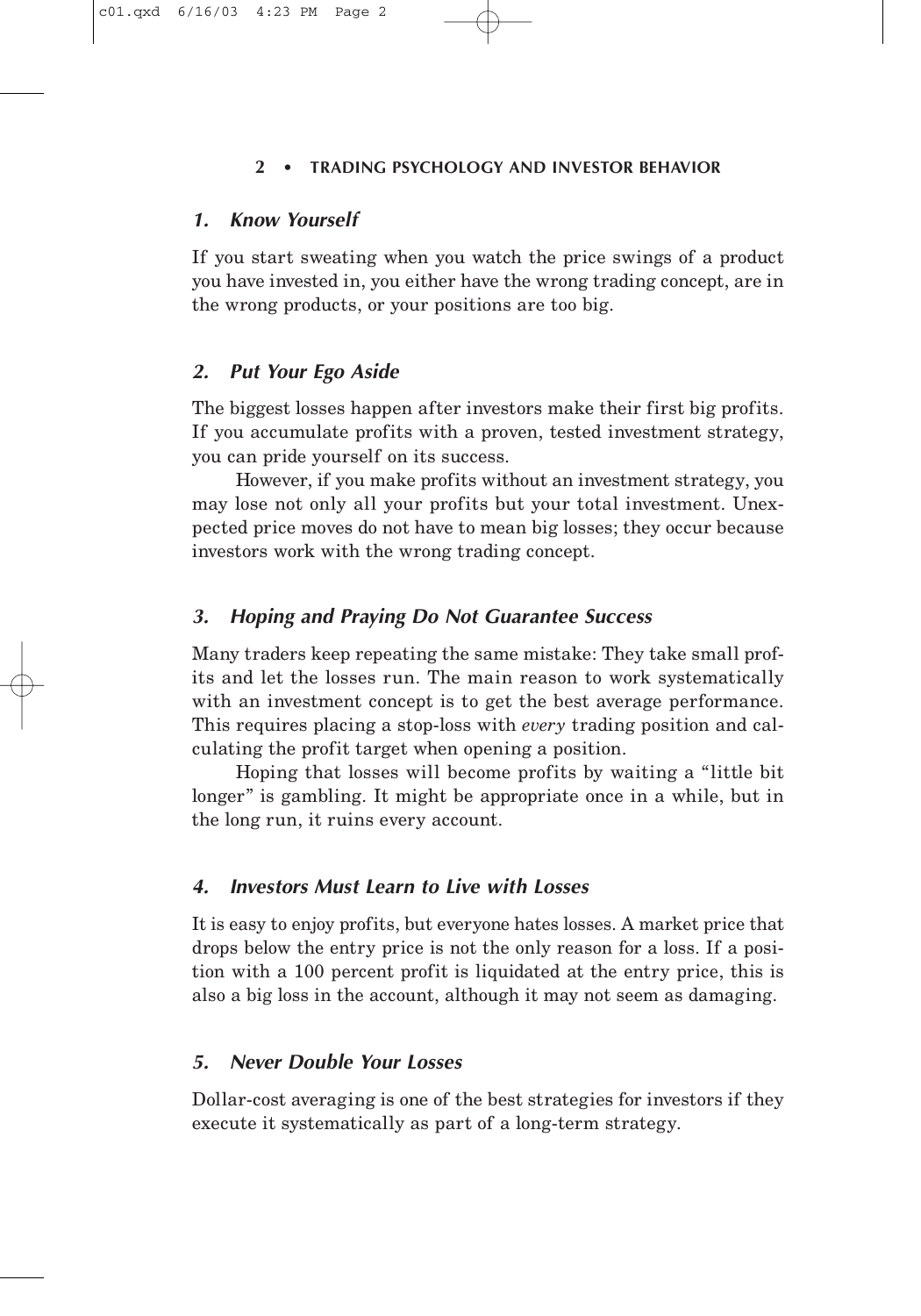### *1. Know Yourself*

If you start sweating when you watch the price swings of a product you have invested in, you either have the wrong trading concept, are in the wrong products, or your positions are too big.

### *2. Put Your Ego Aside*

The biggest losses happen after investors make their first big profits. If you accumulate profits with a proven, tested investment strategy, you can pride yourself on its success.

However, if you make profits without an investment strategy, you may lose not only all your profits but your total investment. Unexpected price moves do not have to mean big losses; they occur because investors work with the wrong trading concept.

### *3. Hoping and Praying Do Not Guarantee Success*

Many traders keep repeating the same mistake: They take small profits and let the losses run. The main reason to work systematically with an investment concept is to get the best average performance. This requires placing a stop-loss with *every* trading position and calculating the profit target when opening a position.

Hoping that losses will become profits by waiting a "little bit longer" is gambling. It might be appropriate once in a while, but in the long run, it ruins every account.

### *4. Investors Must Learn to Live with Losses*

It is easy to enjoy profits, but everyone hates losses. A market price that drops below the entry price is not the only reason for a loss. If a position with a 100 percent profit is liquidated at the entry price, this is also a big loss in the account, although it may not seem as damaging.

### *5. Never Double Your Losses*

Dollar-cost averaging is one of the best strategies for investors if they execute it systematically as part of a long-term strategy.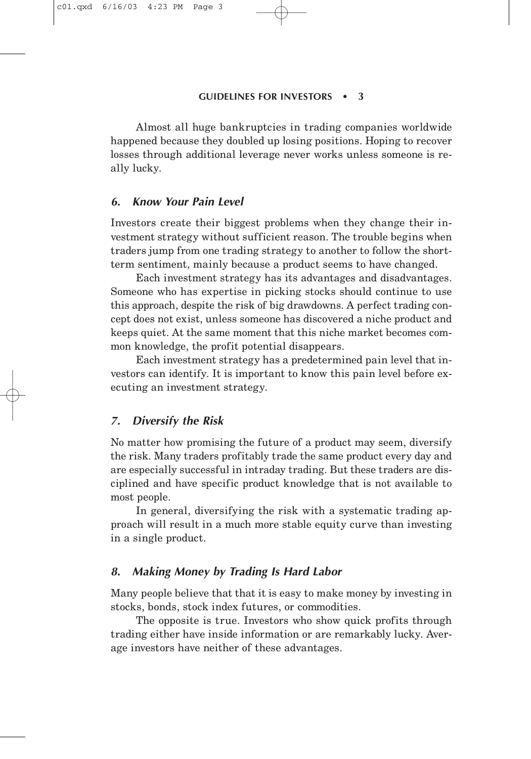Almost all huge bankruptcies in trading companies worldwide happened because they doubled up losing positions. Hoping to recover losses through additional leverage never works unless someone is really lucky.

### *6. Know Your Pain Level*

Investors create their biggest problems when they change their investment strategy without sufficient reason. The trouble begins when traders jump from one trading strategy to another to follow the short-term sentiment, mainly because a product seems to have changed.

Each investment strategy has its advantages and disadvantages. Someone who has expertise in picking stocks should continue to use this approach, despite the risk of big drawdowns. A perfect trading concept does not exist, unless someone has discovered a niche product and keeps quiet. At the same moment that this niche market becomes common knowledge, the profit potential disappears.

Each investment strategy has a predetermined pain level that investors can identify. It is important to know this pain level before executing an investment strategy.

### *7. Diversify the Risk*

No matter how promising the future of a product may seem, diversify the risk. Many traders profitably trade the same product every day and are especially successful in intraday trading. But these traders are disciplined and have specific product knowledge that is not available to most people.

In general, diversifying the risk with a systematic trading approach will result in a much more stable equity curve than investing in a single product.

### *8. Making Money by Trading Is Hard Labor*

Many people believe that that it is easy to make money by investing in stocks, bonds, stock index futures, or commodities.

The opposite is true. Investors who show quick profits through trading either have inside information or are remarkably lucky. Average investors have neither of these advantages.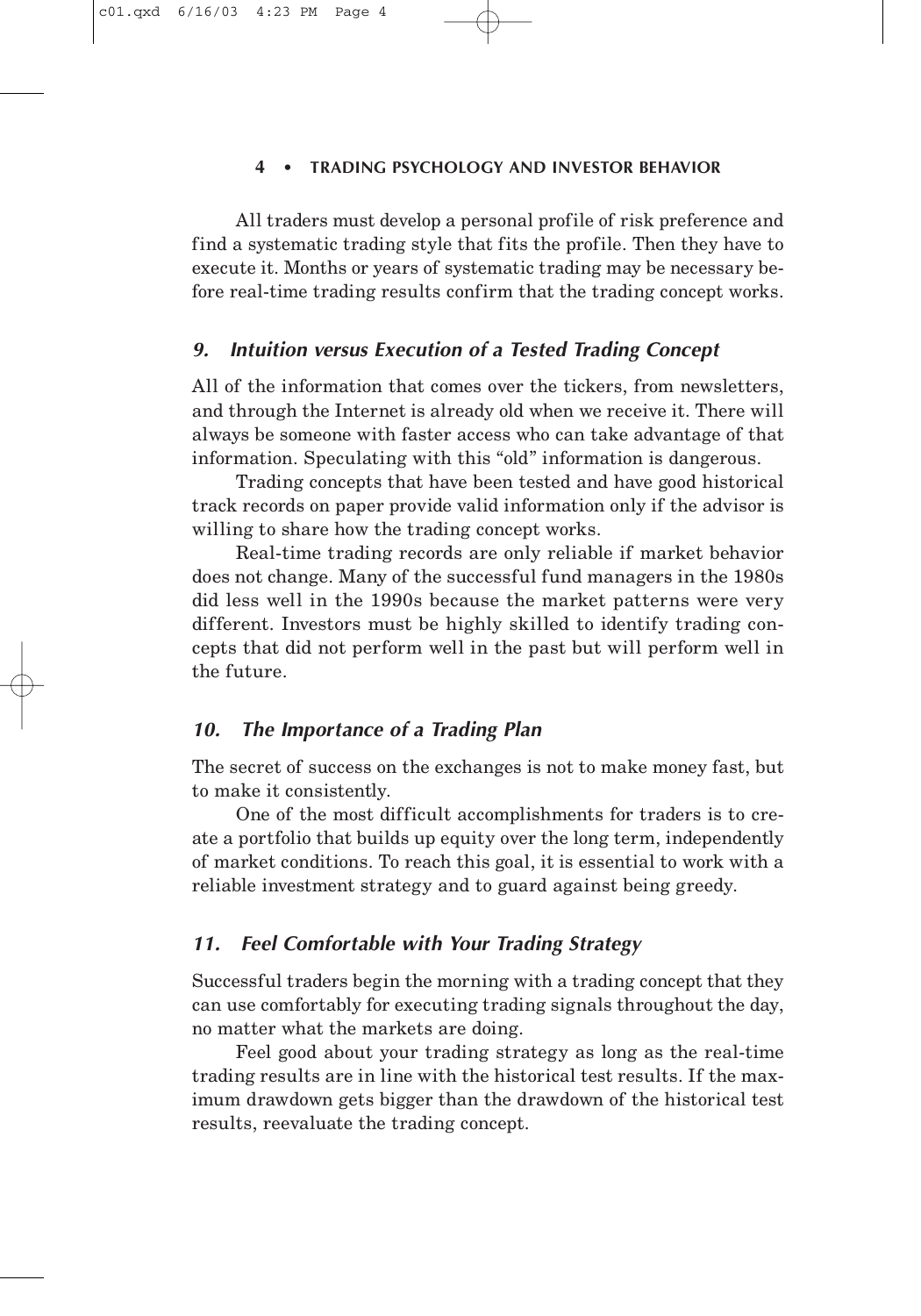All traders must develop a personal profile of risk preference and find a systematic trading style that fits the profile. Then they have to execute it. Months or years of systematic trading may be necessary before real-time trading results confirm that the trading concept works.

### *9. Intuition versus Execution of a Tested Trading Concept*

All of the information that comes over the tickers, from newsletters, and through the Internet is already old when we receive it. There will always be someone with faster access who can take advantage of that information. Speculating with this "old" information is dangerous.

Trading concepts that have been tested and have good historical track records on paper provide valid information only if the advisor is willing to share how the trading concept works.

Real-time trading records are only reliable if market behavior does not change. Many of the successful fund managers in the 1980s did less well in the 1990s because the market patterns were very different. Investors must be highly skilled to identify trading concepts that did not perform well in the past but will perform well in the future.

### *10. The Importance of a Trading Plan*

The secret of success on the exchanges is not to make money fast, but to make it consistently.

One of the most difficult accomplishments for traders is to create a portfolio that builds up equity over the long term, independently of market conditions. To reach this goal, it is essential to work with a reliable investment strategy and to guard against being greedy.

### *11. Feel Comfortable with Your Trading Strategy*

Successful traders begin the morning with a trading concept that they can use comfortably for executing trading signals throughout the day, no matter what the markets are doing.

Feel good about your trading strategy as long as the real-time trading results are in line with the historical test results. If the maximum drawdown gets bigger than the drawdown of the historical test results, reevaluate the trading concept.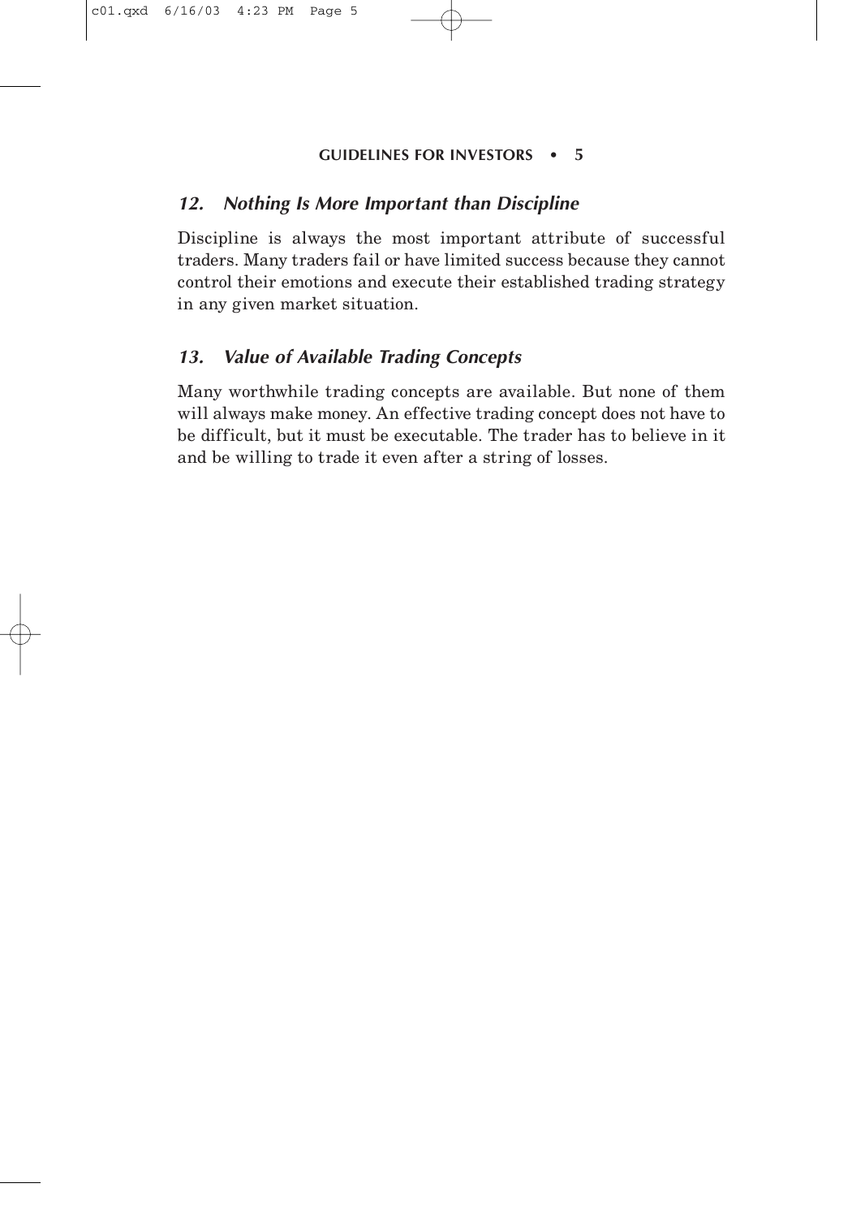### *12. Nothing Is More Important than Discipline*

Discipline is always the most important attribute of successful traders. Many traders fail or have limited success because they cannot control their emotions and execute their established trading strategy in any given market situation.

### *13. Value of Available Trading Concepts*

Many worthwhile trading concepts are available. But none of them will always make money. An effective trading concept does not have to be difficult, but it must be executable. The trader has to believe in it and be willing to trade it even after a string of losses.